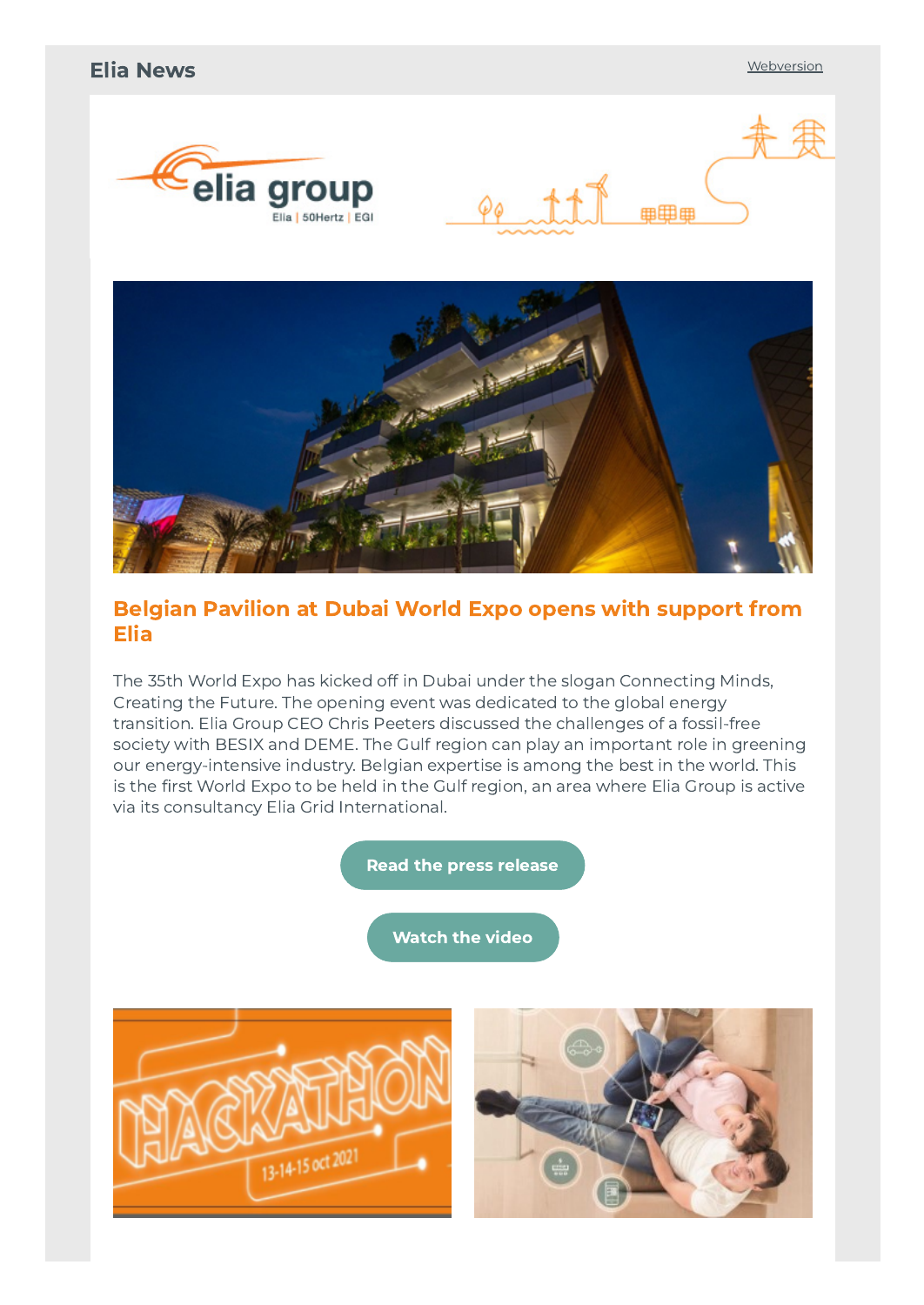Elia News

Webversion

## Belgian Pavilion at Dubai World Expo opens with support from Elia

The 35th World Expo has kicked off in Dubai under the slogan Connecting Minds, Creating the Future. The opening event was dedicated to the global energy transition. Elia Group CEO Chris Peeters discussed the challenges of a fossil-free society with BESIX and DEME. The Gulf region can play an important role in greening our energy-intensive industry. Belgian expertise is among the best in the world. This is the first World Expo to be held in the Gulf region, an area where Elia Group is active via its consultancy Elia Grid International.

Read the press release

Watch the video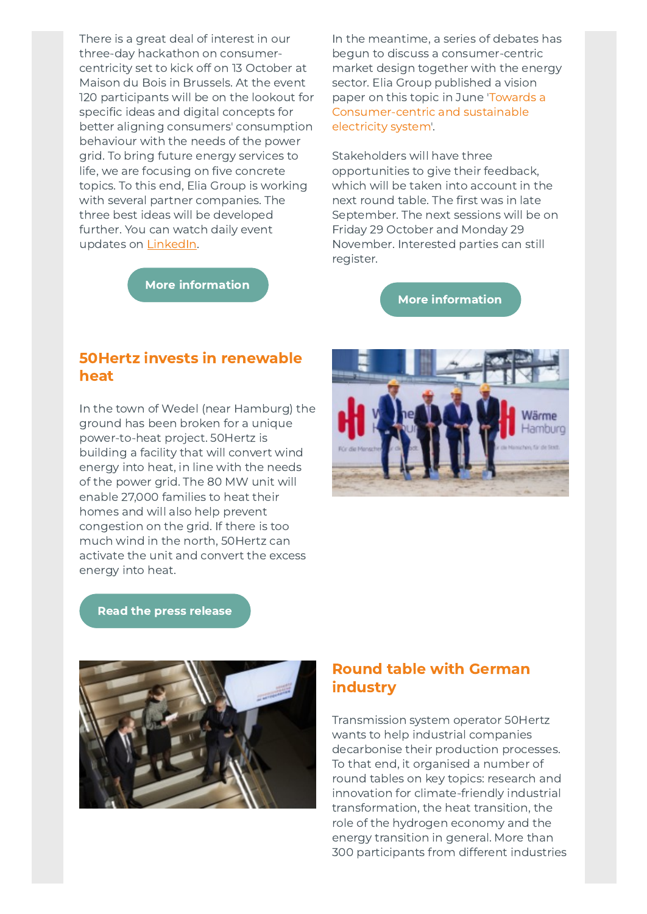There is a great deal of interest in our three-day hackathon on consumer-centricity set to kick off on 13 October at Maison du Bois in Brussels. At the event 120 participants will be on the lookout for specific ideas and digital concepts for better aligning consumers' consumption behaviour with the needs of the power grid. To bring future energy services to life, we are focusing on five concrete topics. To this end, Elia Group is working with several partner companies. The three best ideas will be developed further. You can watch daily event updates on LinkedIn.

More information

In the meantime, a series of debates has begun to discuss a consumer-centric market design together with the energy sector. Elia Group published a vision paper on this topic in June 'Towards a Consumer-centric and sustainable electricity system'.

Stakeholders will have three opportunities to give their feedback, which will be taken into account in the next round table. The first was in late September. The next sessions will be on Friday 29 October and Monday 29 November. Interested parties can still register.

More information

## 50Hertz invests in renewable heat

In the town of Wedel (near Hamburg) the ground has been broken for a unique power-to-heat project. 50Hertz is building a facility that will convert wind energy into heat, in line with the needs of the power grid. The 80 MW unit will enable 27,000 families to heat their homes and will also help prevent congestion on the grid. If there is too much wind in the north, 50Hertz can activate the unit and convert the excess energy into heat.

Read the press release

## Round table with German industry

Transmission system operator 50Hertz wants to help industrial companies decarbonise their production processes. To that end, it organised a number of round tables on key topics: research and innovation for climate-friendly industrial transformation, the heat transition, the role of the hydrogen economy and the energy transition in general. More than 300 participants from different industries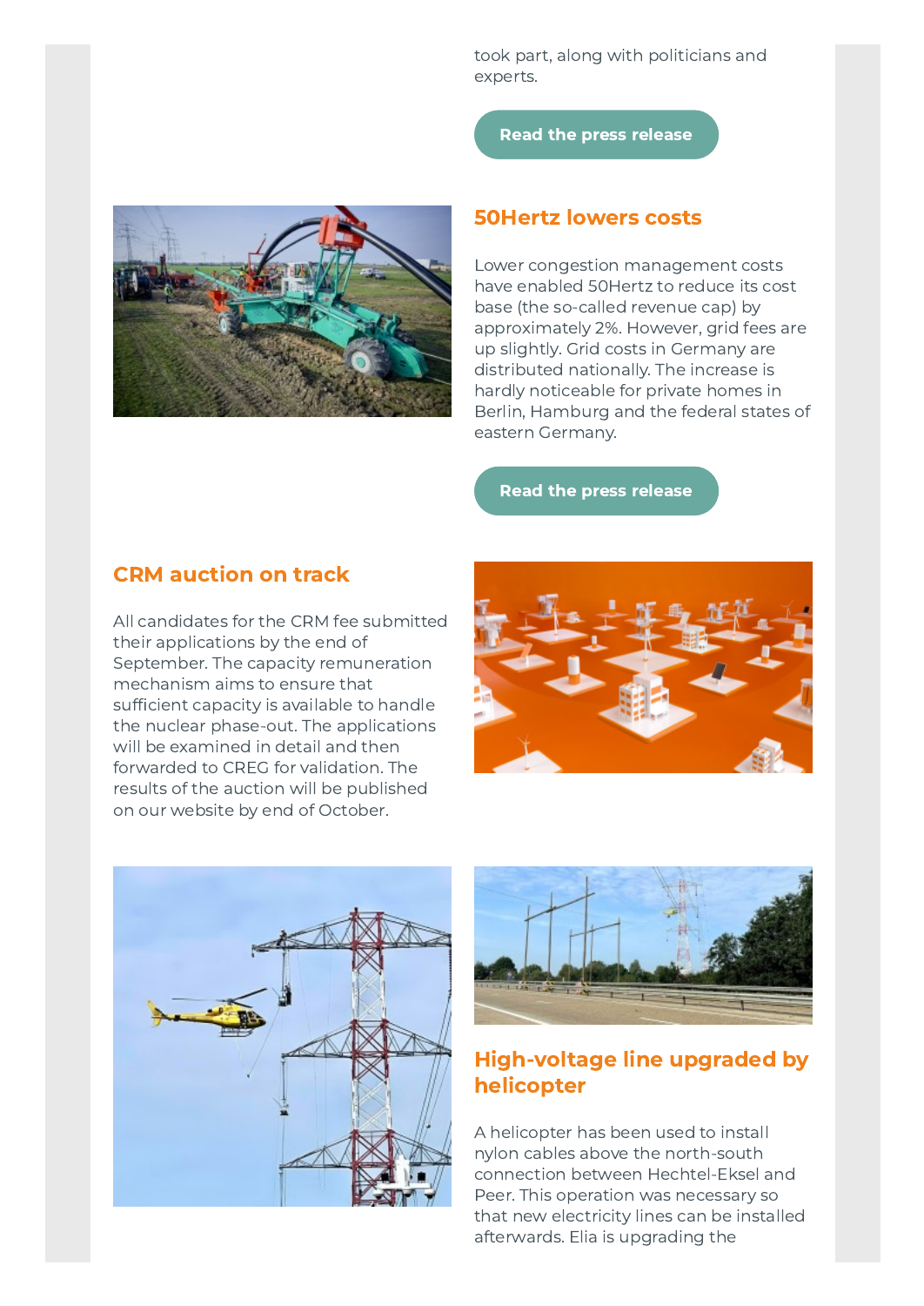took part, along with politicians and experts.

Read the press release

## 50Hertz lowers costs

Lower congestion management costs have enabled 50Hertz to reduce its cost base (the so-called revenue cap) by approximately 2%. However, grid fees are up slightly. Grid costs in Germany are distributed nationally. The increase is hardly noticeable for private homes in Berlin, Hamburg and the federal states of eastern Germany.

Read the press release

## CRM auction on track

All candidates for the CRM fee submitted their applications by the end of September. The capacity remuneration mechanism aims to ensure that sufficient capacity is available to handle the nuclear phase-out. The applications will be examined in detail and then forwarded to CREG for validation. The results of the auction will be published on our website by end of October.

## High-voltage line upgraded by helicopter

A helicopter has been used to install nylon cables above the north-south connection between Hechtel-Eksel and Peer. This operation was necessary so that new electricity lines can be installed afterwards. Elia is upgrading the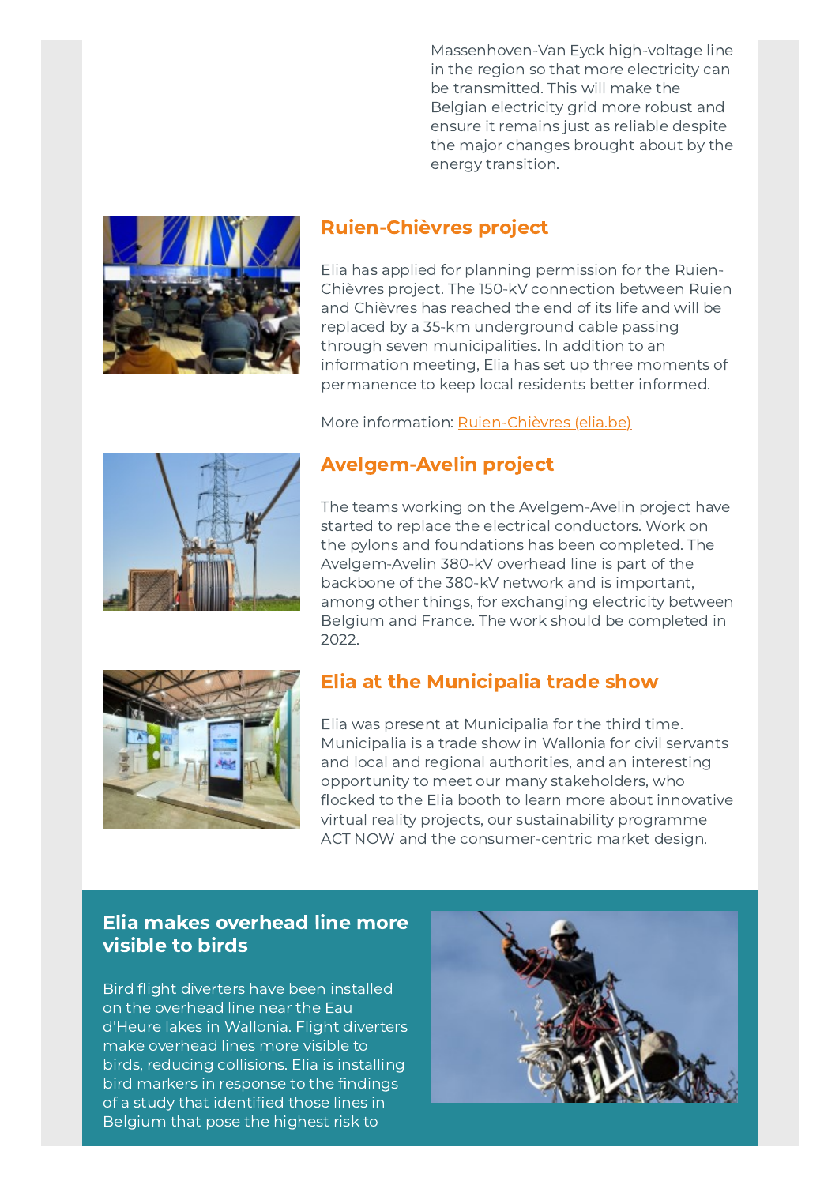Massenhoven-Van Eyck high-voltage line in the region so that more electricity can be transmitted. This will make the Belgian electricity grid more robust and ensure it remains just as reliable despite the major changes brought about by the energy transition.

## Ruien-Chièvres project

Elia has applied for planning permission for the Ruien-Chièvres project. The 150-kV connection between Ruien and Chièvres has reached the end of its life and will be replaced by a 35-km underground cable passing through seven municipalities. In addition to an information meeting, Elia has set up three moments of permanence to keep local residents better informed.

More information: [Ruien-Chièvres (elia.be)]

## Avelgem-Avelin project

The teams working on the Avelgem-Avelin project have started to replace the electrical conductors. Work on the pylons and foundations has been completed. The Avelgem-Avelin 380-kV overhead line is part of the backbone of the 380-kV network and is important, among other things, for exchanging electricity between Belgium and France. The work should be completed in 2022.

## Elia at the Municipalia trade show

Elia was present at Municipalia for the third time. Municipalia is a trade show in Wallonia for civil servants and local and regional authorities, and an interesting opportunity to meet our many stakeholders, who flocked to the Elia booth to learn more about innovative virtual reality projects, our sustainability programme ACT NOW and the consumer-centric market design.

## Elia makes overhead line more visible to birds

Bird flight diverters have been installed on the overhead line near the Eau d'Heure lakes in Wallonia. Flight diverters make overhead lines more visible to birds, reducing collisions. Elia is installing bird markers in response to the findings of a study that identified those lines in Belgium that pose the highest risk to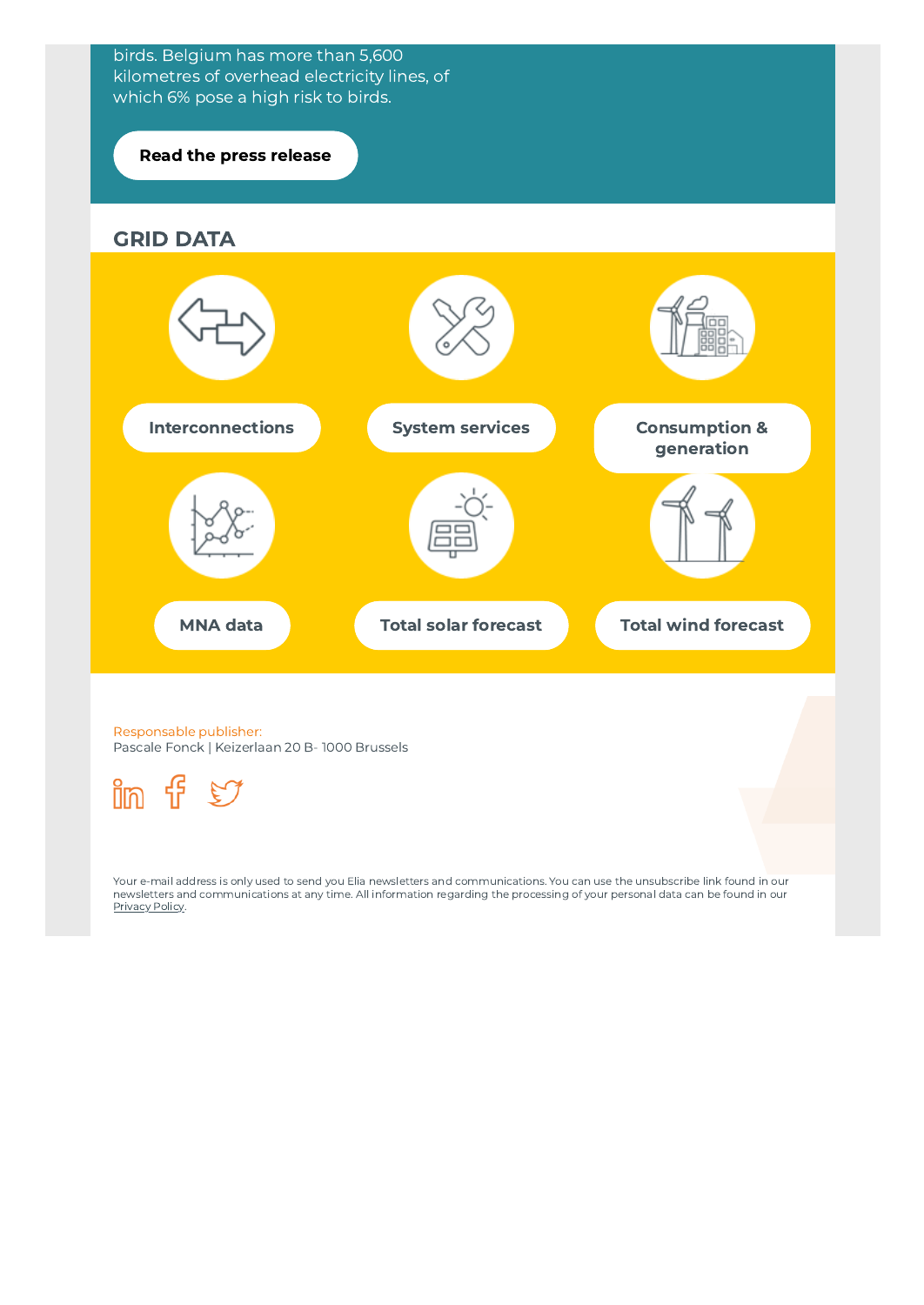birds. Belgium has more than 5,600 kilometres of overhead electricity lines, of which 6% pose a high risk to birds.

**Read the press release**

## GRID DATA

**Interconnections**

**System services**

**Consumption & generation**

**MNA data**

**Total solar forecast**

**Total wind forecast**

Responsable publisher:
Pascale Fonck | Keizerlaan 20 B- 1000 Brussels

Your e-mail address is only used to send you Elia newsletters and communications. You can use the unsubscribe link found in our newsletters and communications at any time. All information regarding the processing of your personal data can be found in our Privacy Policy.